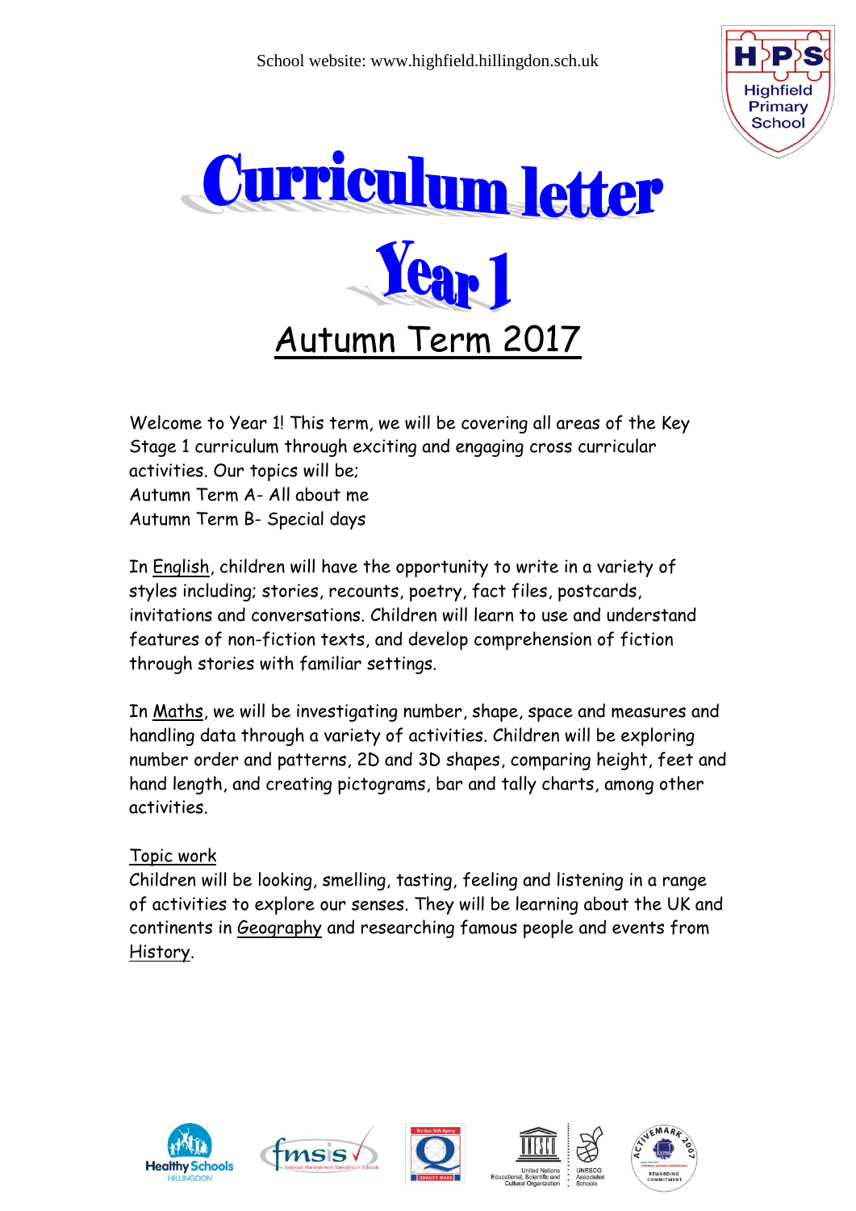School website: www.highfield.hillingdon.sch.uk

# Curriculum letter

# Year 1

## Autumn Term 2017

Welcome to Year 1! This term, we will be covering all areas of the Key Stage 1 curriculum through exciting and engaging cross curricular activities. Our topics will be;
Autumn Term A- All about me
Autumn Term B- Special days

In English, children will have the opportunity to write in a variety of styles including; stories, recounts, poetry, fact files, postcards, invitations and conversations. Children will learn to use and understand features of non-fiction texts, and develop comprehension of fiction through stories with familiar settings.

In Maths, we will be investigating number, shape, space and measures and handling data through a variety of activities. Children will be exploring number order and patterns, 2D and 3D shapes, comparing height, feet and hand length, and creating pictograms, bar and tally charts, among other activities.

Topic work

Children will be looking, smelling, tasting, feeling and listening in a range of activities to explore our senses. They will be learning about the UK and continents in Geography and researching famous people and events from History.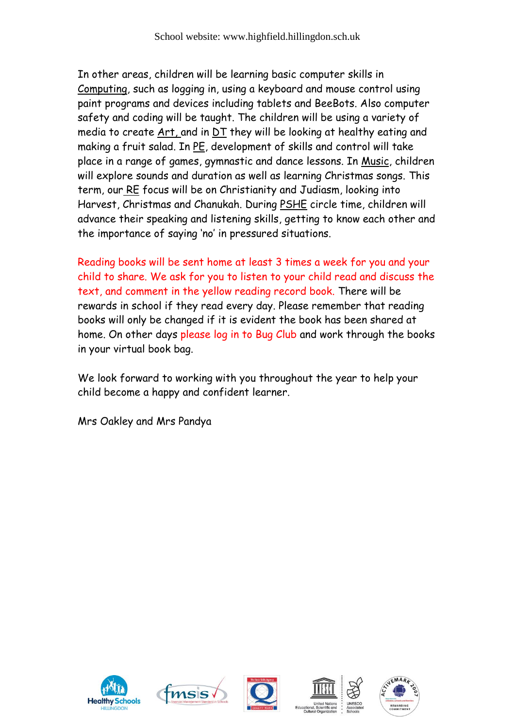In other areas, children will be learning basic computer skills in Computing, such as logging in, using a keyboard and mouse control using paint programs and devices including tablets and BeeBots. Also computer safety and coding will be taught. The children will be using a variety of media to create Art, and in DT they will be looking at healthy eating and making a fruit salad. In PE, development of skills and control will take place in a range of games, gymnastic and dance lessons. In Music, children will explore sounds and duration as well as learning Christmas songs. This term, our RE focus will be on Christianity and Judiasm, looking into Harvest, Christmas and Chanukah. During PSHE circle time, children will advance their speaking and listening skills, getting to know each other and the importance of saying 'no' in pressured situations.

Reading books will be sent home at least 3 times a week for you and your child to share. We ask for you to listen to your child read and discuss the text, and comment in the yellow reading record book. There will be rewards in school if they read every day. Please remember that reading books will only be changed if it is evident the book has been shared at home. On other days please log in to Bug Club and work through the books in your virtual book bag.

We look forward to working with you throughout the year to help your child become a happy and confident learner.

Mrs Oakley and Mrs Pandya